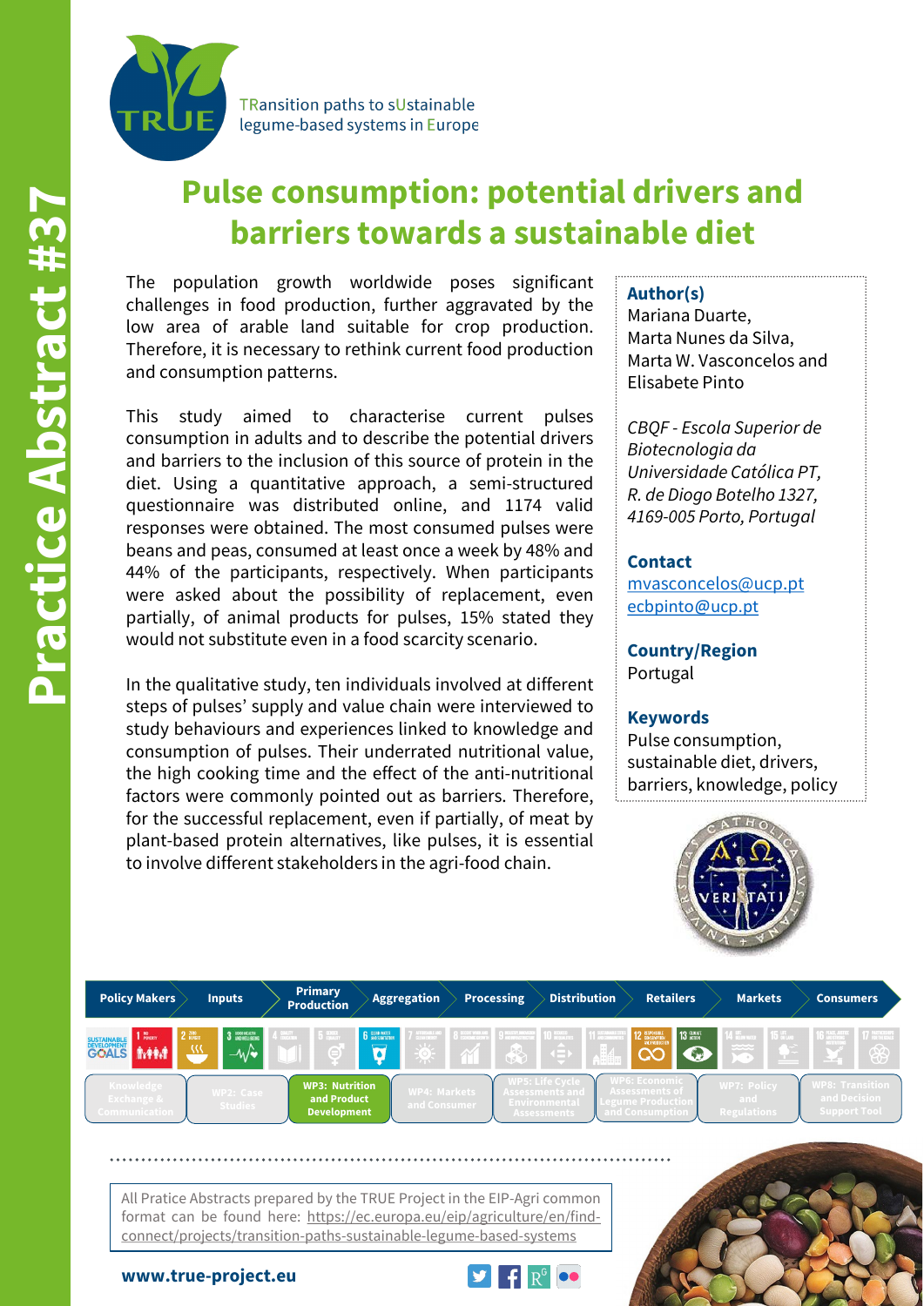Practice Abstract #37

TRansition paths to sUstainable legume-based systems in Europe

# Pulse consumption: potential drivers and barriers towards a sustainable diet

The population growth worldwide poses significant challenges in food production, further aggravated by the low area of arable land suitable for crop production. Therefore, it is necessary to rethink current food production and consumption patterns.

This study aimed to characterise current pulses consumption in adults and to describe the potential drivers and barriers to the inclusion of this source of protein in the diet. Using a quantitative approach, a semi-structured questionnaire was distributed online, and 1174 valid responses were obtained. The most consumed pulses were beans and peas, consumed at least once a week by 48% and 44% of the participants, respectively. When participants were asked about the possibility of replacement, even partially, of animal products for pulses, 15% stated they would not substitute even in a food scarcity scenario.

In the qualitative study, ten individuals involved at different steps of pulses' supply and value chain were interviewed to study behaviours and experiences linked to knowledge and consumption of pulses. Their underrated nutritional value, the high cooking time and the effect of the anti-nutritional factors were commonly pointed out as barriers. Therefore, for the successful replacement, even if partially, of meat by plant-based protein alternatives, like pulses, it is essential to involve different stakeholders in the agri-food chain.

**Author(s)**
Mariana Duarte,
Marta Nunes da Silva,
Marta W. Vasconcelos and
Elisabete Pinto

*CBQF - Escola Superior de Biotecnologia da Universidade Católica PT, R. de Diogo Botelho 1327, 4169-005 Porto, Portugal*

**Contact**
mvasconcelos@ucp.pt
ecbpinto@ucp.pt

**Country/Region**
Portugal

**Keywords**
Pulse consumption, sustainable diet, drivers, barriers, knowledge, policy

Policy Makers | Inputs | Primary Production | Aggregation | Processing | Distribution | Retailers | Markets | Consumers

SUSTAINABLE DEVELOPMENT GOALS

Knowledge Exchange & Communication | WP2: Case Studies | **WP3: Nutrition and Product Development** | WP4: Markets and Consumer | WP5: Life Cycle Assessments and Environmental Assessments | WP6: Economic Assessments of Legume Production and Consumption | WP7: Policy and Regulations | WP8: Transition and Decision Support Tool

All Pratice Abstracts prepared by the TRUE Project in the EIP-Agri common format can be found here: https://ec.europa.eu/eip/agriculture/en/find-connect/projects/transition-paths-sustainable-legume-based-systems

**www.true-project.eu**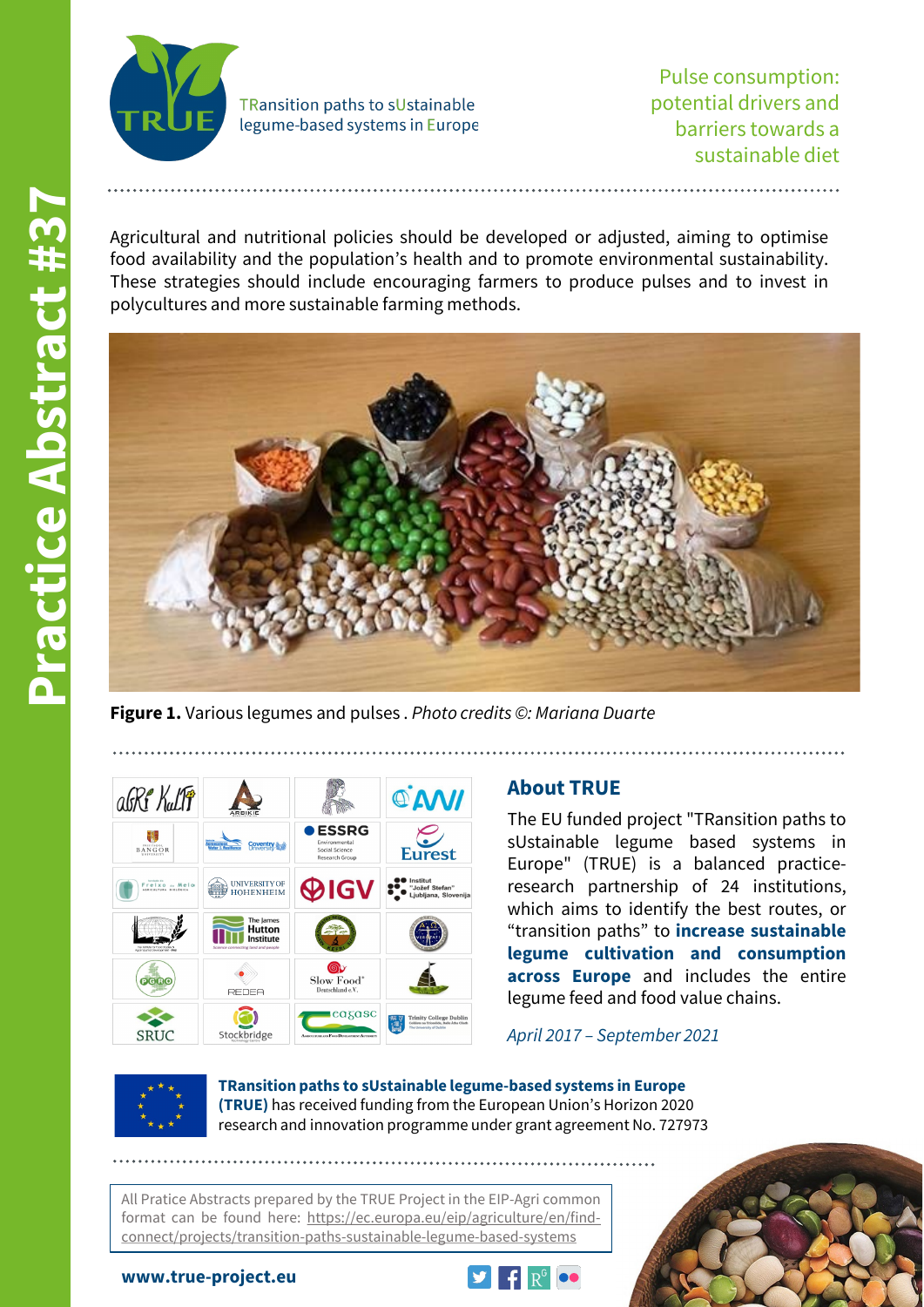# Practice Abstract #37

TRansition paths to sUstainable legume-based systems in Europe

## Pulse consumption: potential drivers and barriers towards a sustainable diet

Agricultural and nutritional policies should be developed or adjusted, aiming to optimise food availability and the population's health and to promote environmental sustainability. These strategies should include encouraging farmers to produce pulses and to invest in polycultures and more sustainable farming methods.

**Figure 1.** Various legumes and pulses . *Photo credits ©: Mariana Duarte*

## About TRUE

The EU funded project "TRansition paths to sUstainable legume based systems in Europe" (TRUE) is a balanced practice-research partnership of 24 institutions, which aims to identify the best routes, or "transition paths" to **increase sustainable legume cultivation and consumption across Europe** and includes the entire legume feed and food value chains.

*April 2017 – September 2021*

**TRansition paths to sUstainable legume-based systems in Europe (TRUE)** has received funding from the European Union's Horizon 2020 research and innovation programme under grant agreement No. 727973

All Pratice Abstracts prepared by the TRUE Project in the EIP-Agri common format can be found here: https://ec.europa.eu/eip/agriculture/en/find-connect/projects/transition-paths-sustainable-legume-based-systems

**www.true-project.eu**